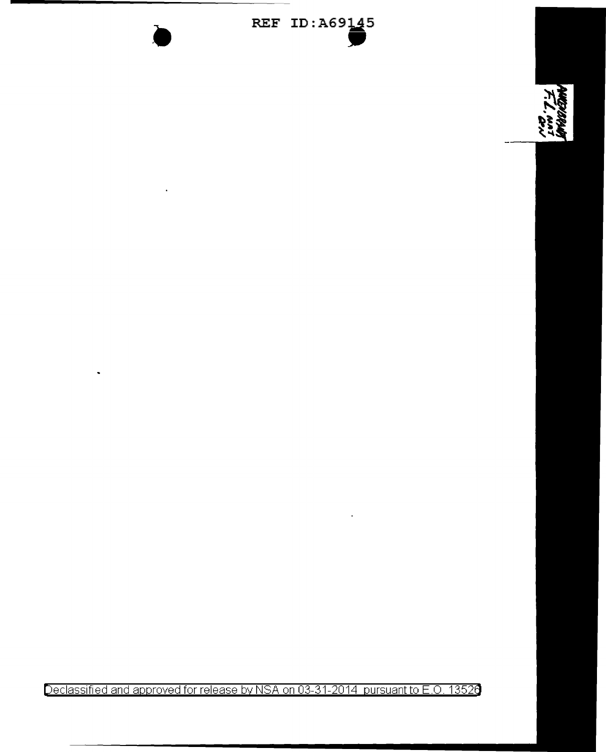REF ID:A69145

Declassified and approved for release by NSA on 03-31-2014 pursuant to E.O. 13526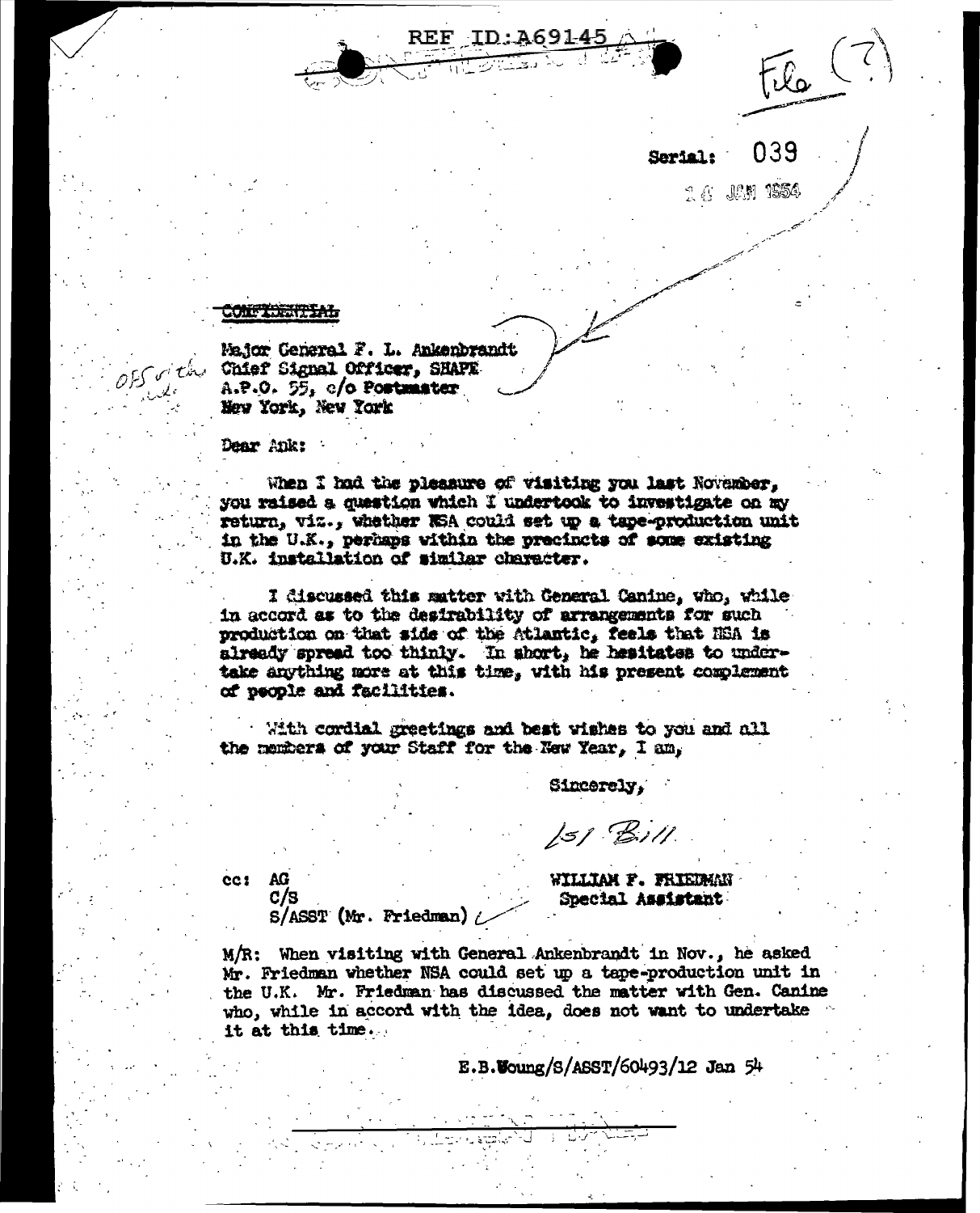REF ID:A69145

File (7)

Serial: 039

26 JAN 1954

CONFIDENTIAL

Major General F. L. Ankenbrandt
Chief Signal Officer, SHAPE
A.P.O. 55, c/o Postmaster
New York, New York

Dear Ank:

When I had the pleasure of visiting you last November, you raised a question which I undertook to investigate on my return, viz., whether NSA could set up a tape-production unit in the U.K., perhaps within the precincts of some existing U.K. installation of similar character.

I discussed this matter with General Canine, who, while in accord as to the desirability of arrangements for such production on that side of the Atlantic, feels that NSA is already spread too thinly. In short, he hesitates to undertake anything more at this time, with his present complement of people and facilities.

With cordial greetings and best wishes to you and all the members of your Staff for the New Year, I am,

Sincerely,

/s/ Bill

WILLIAM F. FRIEDMAN
Special Assistant

cc: AG
C/S
S/ASST (Mr. Friedman)

M/R: When visiting with General Ankenbrandt in Nov., he asked Mr. Friedman whether NSA could set up a tape-production unit in the U.K. Mr. Friedman has discussed the matter with Gen. Canine who, while in accord with the idea, does not want to undertake it at this time.

E.B.Young/S/ASST/60493/12 Jan 54